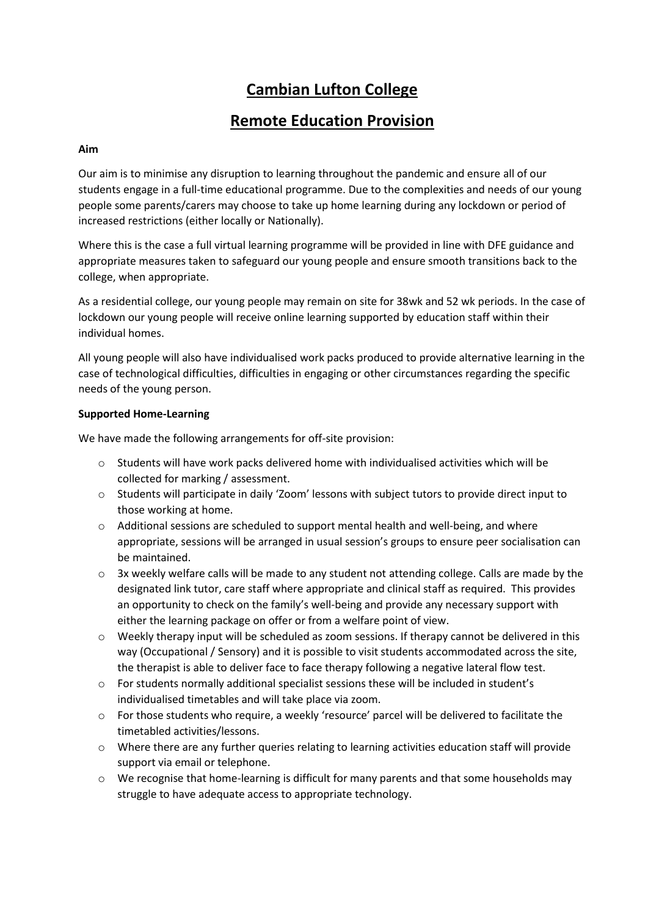# Cambian Lufton College

# Remote Education Provision

**Aim**

Our aim is to minimise any disruption to learning throughout the pandemic and ensure all of our students engage in a full-time educational programme. Due to the complexities and needs of our young people some parents/carers may choose to take up home learning during any lockdown or period of increased restrictions (either locally or Nationally).

Where this is the case a full virtual learning programme will be provided in line with DFE guidance and appropriate measures taken to safeguard our young people and ensure smooth transitions back to the college, when appropriate.

As a residential college, our young people may remain on site for 38wk and 52 wk periods. In the case of lockdown our young people will receive online learning supported by education staff within their individual homes.

All young people will also have individualised work packs produced to provide alternative learning in the case of technological difficulties, difficulties in engaging or other circumstances regarding the specific needs of the young person.

**Supported Home-Learning**

We have made the following arrangements for off-site provision:

- Students will have work packs delivered home with individualised activities which will be collected for marking / assessment.
- Students will participate in daily 'Zoom' lessons with subject tutors to provide direct input to those working at home.
- Additional sessions are scheduled to support mental health and well-being, and where appropriate, sessions will be arranged in usual session's groups to ensure peer socialisation can be maintained.
- 3x weekly welfare calls will be made to any student not attending college. Calls are made by the designated link tutor, care staff where appropriate and clinical staff as required. This provides an opportunity to check on the family's well-being and provide any necessary support with either the learning package on offer or from a welfare point of view.
- Weekly therapy input will be scheduled as zoom sessions. If therapy cannot be delivered in this way (Occupational / Sensory) and it is possible to visit students accommodated across the site, the therapist is able to deliver face to face therapy following a negative lateral flow test.
- For students normally additional specialist sessions these will be included in student's individualised timetables and will take place via zoom.
- For those students who require, a weekly 'resource' parcel will be delivered to facilitate the timetabled activities/lessons.
- Where there are any further queries relating to learning activities education staff will provide support via email or telephone.
- We recognise that home-learning is difficult for many parents and that some households may struggle to have adequate access to appropriate technology.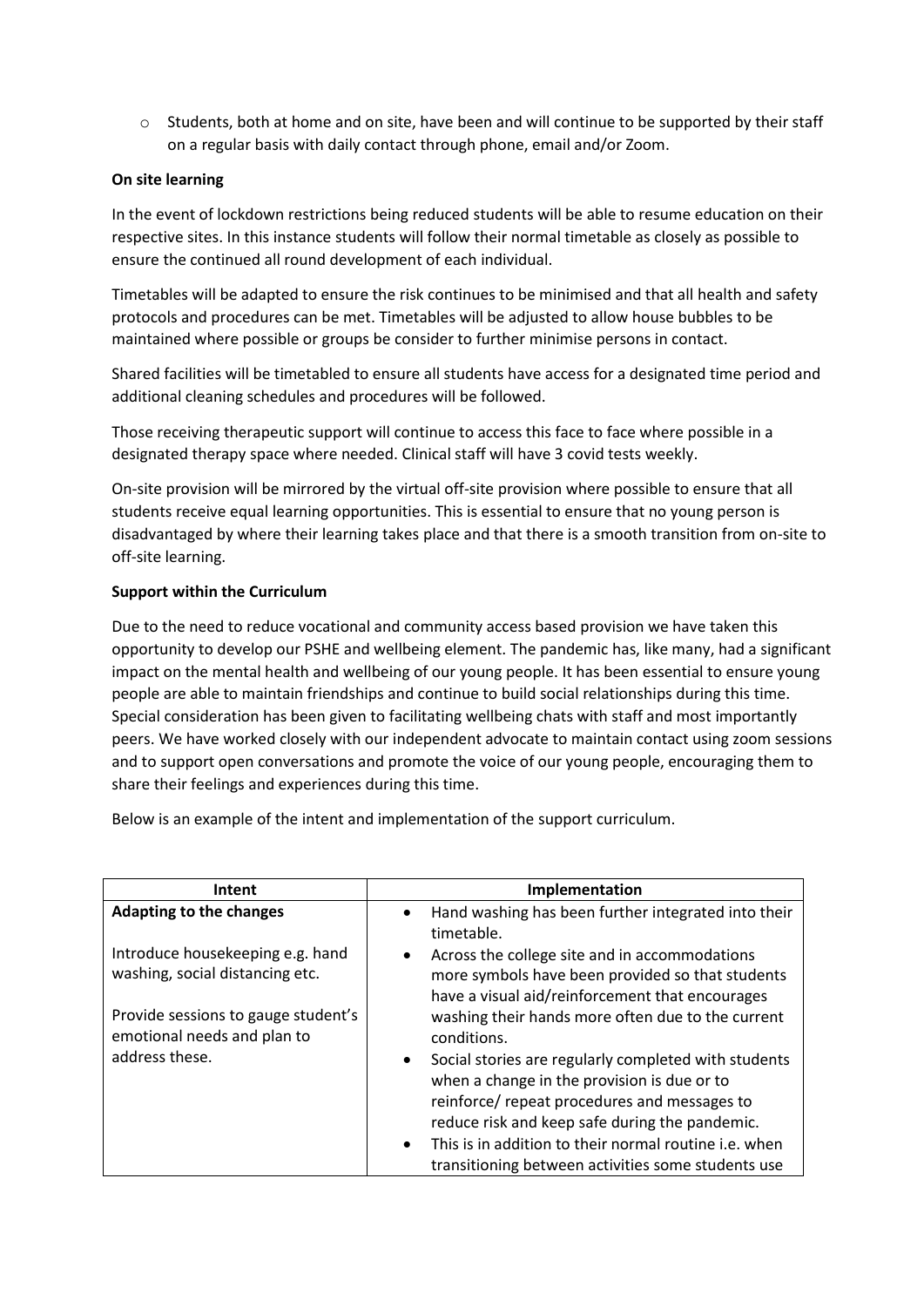- Students, both at home and on site, have been and will continue to be supported by their staff on a regular basis with daily contact through phone, email and/or Zoom.

**On site learning**

In the event of lockdown restrictions being reduced students will be able to resume education on their respective sites. In this instance students will follow their normal timetable as closely as possible to ensure the continued all round development of each individual.

Timetables will be adapted to ensure the risk continues to be minimised and that all health and safety protocols and procedures can be met. Timetables will be adjusted to allow house bubbles to be maintained where possible or groups be consider to further minimise persons in contact.

Shared facilities will be timetabled to ensure all students have access for a designated time period and additional cleaning schedules and procedures will be followed.

Those receiving therapeutic support will continue to access this face to face where possible in a designated therapy space where needed. Clinical staff will have 3 covid tests weekly.

On-site provision will be mirrored by the virtual off-site provision where possible to ensure that all students receive equal learning opportunities. This is essential to ensure that no young person is disadvantaged by where their learning takes place and that there is a smooth transition from on-site to off-site learning.

**Support within the Curriculum**

Due to the need to reduce vocational and community access based provision we have taken this opportunity to develop our PSHE and wellbeing element. The pandemic has, like many, had a significant impact on the mental health and wellbeing of our young people. It has been essential to ensure young people are able to maintain friendships and continue to build social relationships during this time. Special consideration has been given to facilitating wellbeing chats with staff and most importantly peers. We have worked closely with our independent advocate to maintain contact using zoom sessions and to support open conversations and promote the voice of our young people, encouraging them to share their feelings and experiences during this time.

Below is an example of the intent and implementation of the support curriculum.

| Intent | Implementation |
| --- | --- |
| **Adapting to the changes**<br><br>Introduce housekeeping e.g. hand washing, social distancing etc.<br><br>Provide sessions to gauge student's emotional needs and plan to address these. | • Hand washing has been further integrated into their timetable.<br>• Across the college site and in accommodations more symbols have been provided so that students have a visual aid/reinforcement that encourages washing their hands more often due to the current conditions.<br>• Social stories are regularly completed with students when a change in the provision is due or to reinforce/ repeat procedures and messages to reduce risk and keep safe during the pandemic.<br>• This is in addition to their normal routine i.e. when transitioning between activities some students use |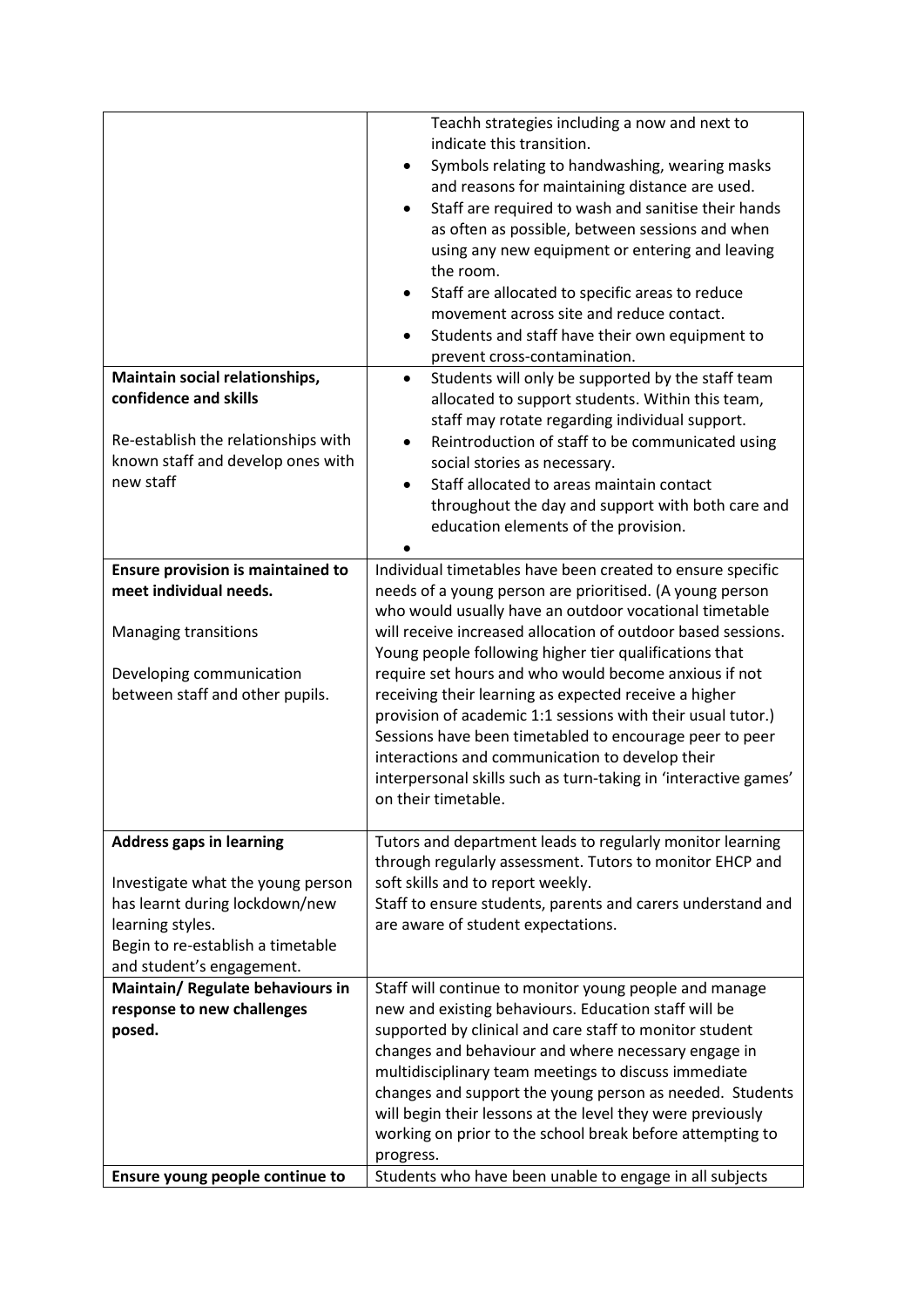| | |
|---|---|
| | Teachh strategies including a now and next to indicate this transition.<br>• Symbols relating to handwashing, wearing masks and reasons for maintaining distance are used.<br>• Staff are required to wash and sanitise their hands as often as possible, between sessions and when using any new equipment or entering and leaving the room.<br>• Staff are allocated to specific areas to reduce movement across site and reduce contact.<br>• Students and staff have their own equipment to prevent cross-contamination. |
| **Maintain social relationships, confidence and skills**<br><br>Re-establish the relationships with known staff and develop ones with new staff | • Students will only be supported by the staff team allocated to support students. Within this team, staff may rotate regarding individual support.<br>• Reintroduction of staff to be communicated using social stories as necessary.<br>• Staff allocated to areas maintain contact throughout the day and support with both care and education elements of the provision.<br>• |
| **Ensure provision is maintained to meet individual needs.**<br><br>Managing transitions<br><br>Developing communication between staff and other pupils. | Individual timetables have been created to ensure specific needs of a young person are prioritised. (A young person who would usually have an outdoor vocational timetable will receive increased allocation of outdoor based sessions. Young people following higher tier qualifications that require set hours and who would become anxious if not receiving their learning as expected receive a higher provision of academic 1:1 sessions with their usual tutor.) Sessions have been timetabled to encourage peer to peer interactions and communication to develop their interpersonal skills such as turn-taking in 'interactive games' on their timetable. |
| **Address gaps in learning**<br><br>Investigate what the young person has learnt during lockdown/new learning styles.<br>Begin to re-establish a timetable and student's engagement. | Tutors and department leads to regularly monitor learning through regularly assessment. Tutors to monitor EHCP and soft skills and to report weekly.<br>Staff to ensure students, parents and carers understand and are aware of student expectations. |
| **Maintain/ Regulate behaviours in response to new challenges posed.** | Staff will continue to monitor young people and manage new and existing behaviours. Education staff will be supported by clinical and care staff to monitor student changes and behaviour and where necessary engage in multidisciplinary team meetings to discuss immediate changes and support the young person as needed. Students will begin their lessons at the level they were previously working on prior to the school break before attempting to progress. |
| **Ensure young people continue to** | Students who have been unable to engage in all subjects |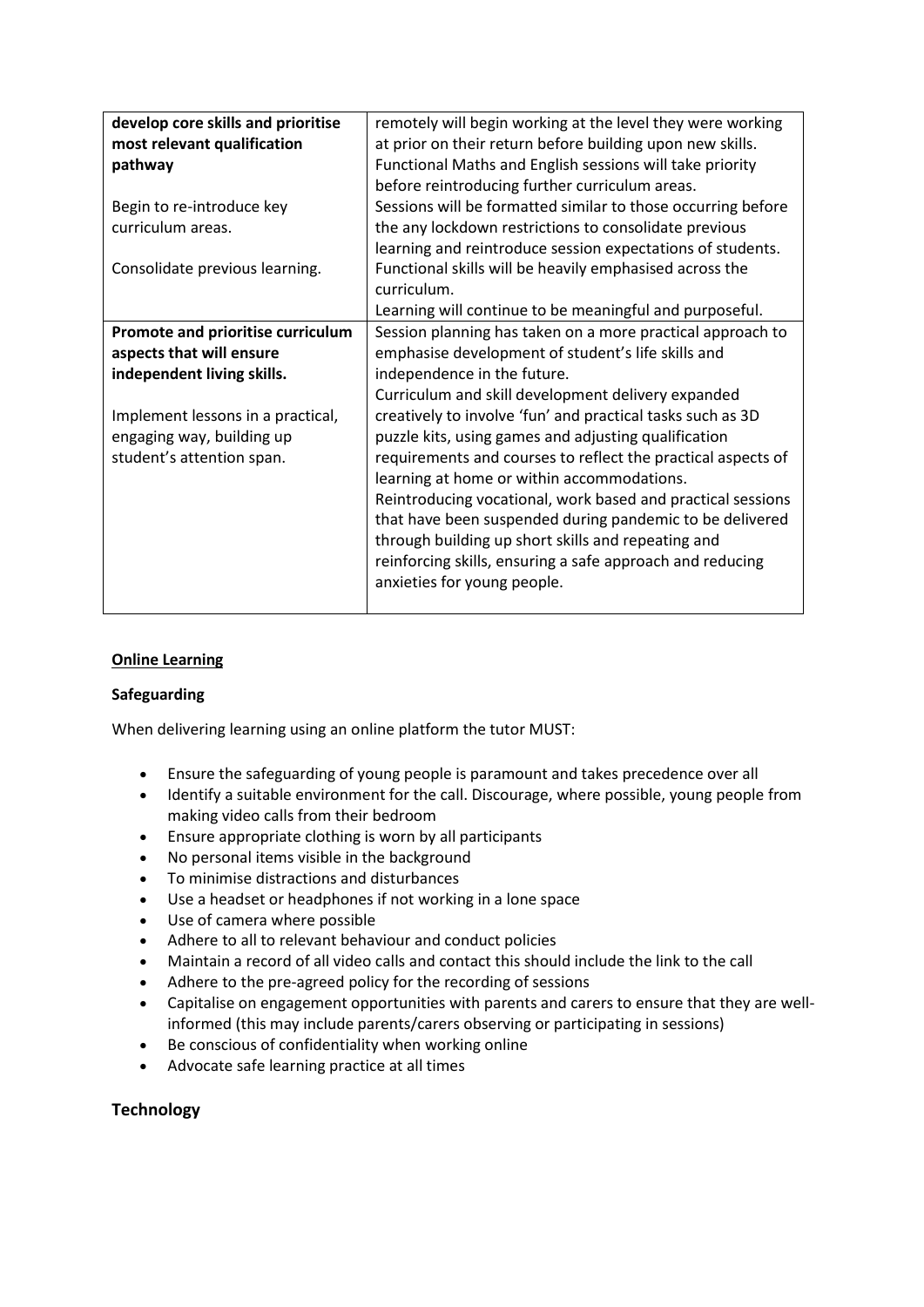| | |
|---|---|
| **develop core skills and prioritise most relevant qualification pathway**<br><br>Begin to re-introduce key curriculum areas.<br><br>Consolidate previous learning. | remotely will begin working at the level they were working at prior on their return before building upon new skills. Functional Maths and English sessions will take priority before reintroducing further curriculum areas. Sessions will be formatted similar to those occurring before the any lockdown restrictions to consolidate previous learning and reintroduce session expectations of students. Functional skills will be heavily emphasised across the curriculum. Learning will continue to be meaningful and purposeful. |
| **Promote and prioritise curriculum aspects that will ensure independent living skills.**<br><br>Implement lessons in a practical, engaging way, building up student's attention span. | Session planning has taken on a more practical approach to emphasise development of student's life skills and independence in the future. Curriculum and skill development delivery expanded creatively to involve 'fun' and practical tasks such as 3D puzzle kits, using games and adjusting qualification requirements and courses to reflect the practical aspects of learning at home or within accommodations. Reintroducing vocational, work based and practical sessions that have been suspended during pandemic to be delivered through building up short skills and repeating and reinforcing skills, ensuring a safe approach and reducing anxieties for young people. |

**Online Learning**

**Safeguarding**

When delivering learning using an online platform the tutor MUST:

- Ensure the safeguarding of young people is paramount and takes precedence over all
- Identify a suitable environment for the call. Discourage, where possible, young people from making video calls from their bedroom
- Ensure appropriate clothing is worn by all participants
- No personal items visible in the background
- To minimise distractions and disturbances
- Use a headset or headphones if not working in a lone space
- Use of camera where possible
- Adhere to all to relevant behaviour and conduct policies
- Maintain a record of all video calls and contact this should include the link to the call
- Adhere to the pre-agreed policy for the recording of sessions
- Capitalise on engagement opportunities with parents and carers to ensure that they are well-informed (this may include parents/carers observing or participating in sessions)
- Be conscious of confidentiality when working online
- Advocate safe learning practice at all times

## Technology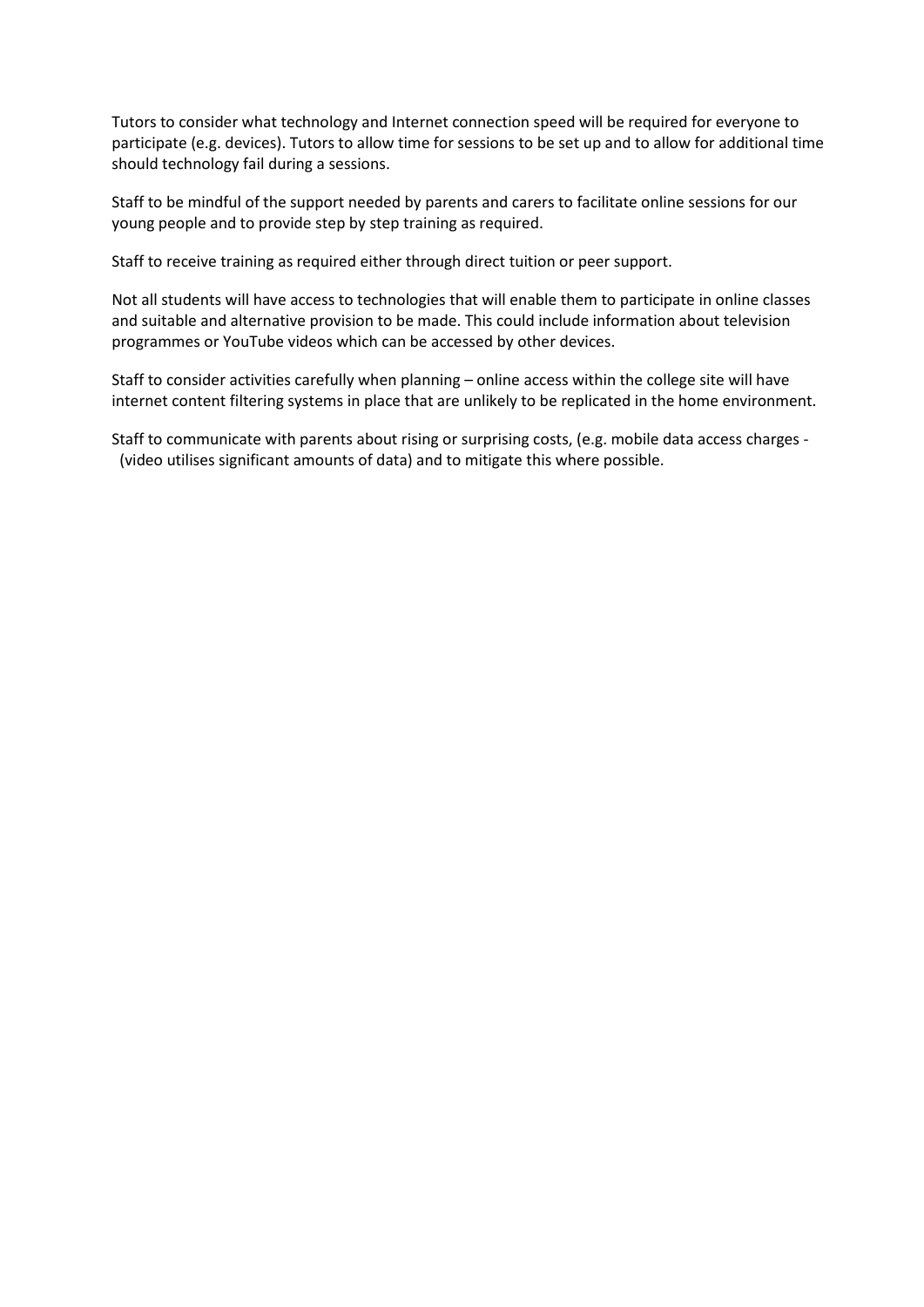Tutors to consider what technology and Internet connection speed will be required for everyone to participate (e.g. devices). Tutors to allow time for sessions to be set up and to allow for additional time should technology fail during a sessions.

Staff to be mindful of the support needed by parents and carers to facilitate online sessions for our young people and to provide step by step training as required.

Staff to receive training as required either through direct tuition or peer support.

Not all students will have access to technologies that will enable them to participate in online classes and suitable and alternative provision to be made. This could include information about television programmes or YouTube videos which can be accessed by other devices.

Staff to consider activities carefully when planning – online access within the college site will have internet content filtering systems in place that are unlikely to be replicated in the home environment.

Staff to communicate with parents about rising or surprising costs, (e.g. mobile data access charges - (video utilises significant amounts of data) and to mitigate this where possible.